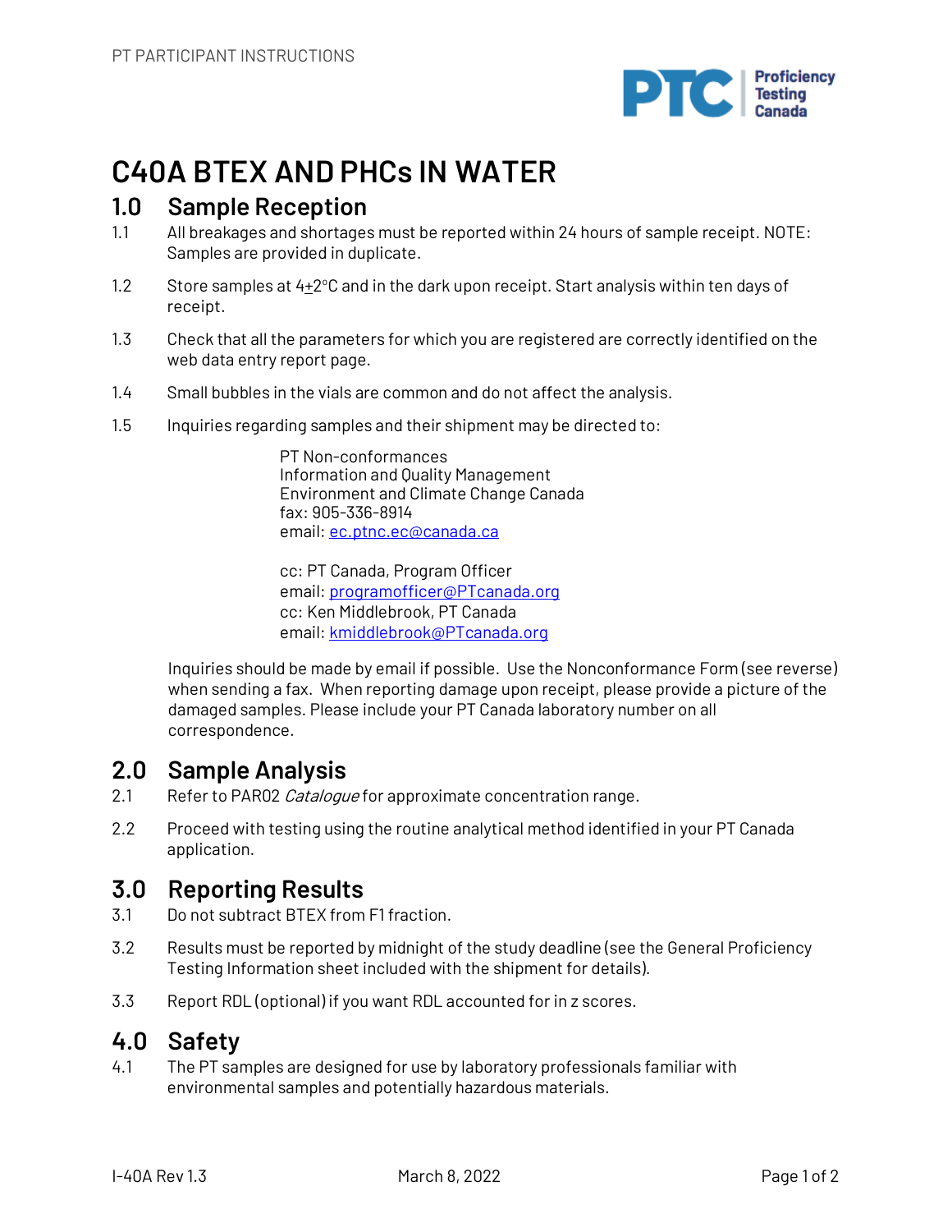# C40A BTEX AND PHCs IN WATER

## 1.0 Sample Reception

1.1 All breakages and shortages must be reported within 24 hours of sample receipt. NOTE: Samples are provided in duplicate.

1.2 Store samples at 4±2°C and in the dark upon receipt. Start analysis within ten days of receipt.

1.3 Check that all the parameters for which you are registered are correctly identified on the web data entry report page.

1.4 Small bubbles in the vials are common and do not affect the analysis.

1.5 Inquiries regarding samples and their shipment may be directed to:

PT Non-conformances
Information and Quality Management
Environment and Climate Change Canada
fax: 905-336-8914
email: ec.ptnc.ec@canada.ca

cc: PT Canada, Program Officer
email: programofficer@PTcanada.org
cc: Ken Middlebrook, PT Canada
email: kmiddlebrook@PTcanada.org

Inquiries should be made by email if possible. Use the Nonconformance Form (see reverse) when sending a fax. When reporting damage upon receipt, please provide a picture of the damaged samples. Please include your PT Canada laboratory number on all correspondence.

## 2.0 Sample Analysis

2.1 Refer to PAR02 *Catalogue* for approximate concentration range.

2.2 Proceed with testing using the routine analytical method identified in your PT Canada application.

## 3.0 Reporting Results

3.1 Do not subtract BTEX from F1 fraction.

3.2 Results must be reported by midnight of the study deadline (see the General Proficiency Testing Information sheet included with the shipment for details).

3.3 Report RDL (optional) if you want RDL accounted for in z scores.

## 4.0 Safety

4.1 The PT samples are designed for use by laboratory professionals familiar with environmental samples and potentially hazardous materials.

I-40A Rev 1.3 March 8, 2022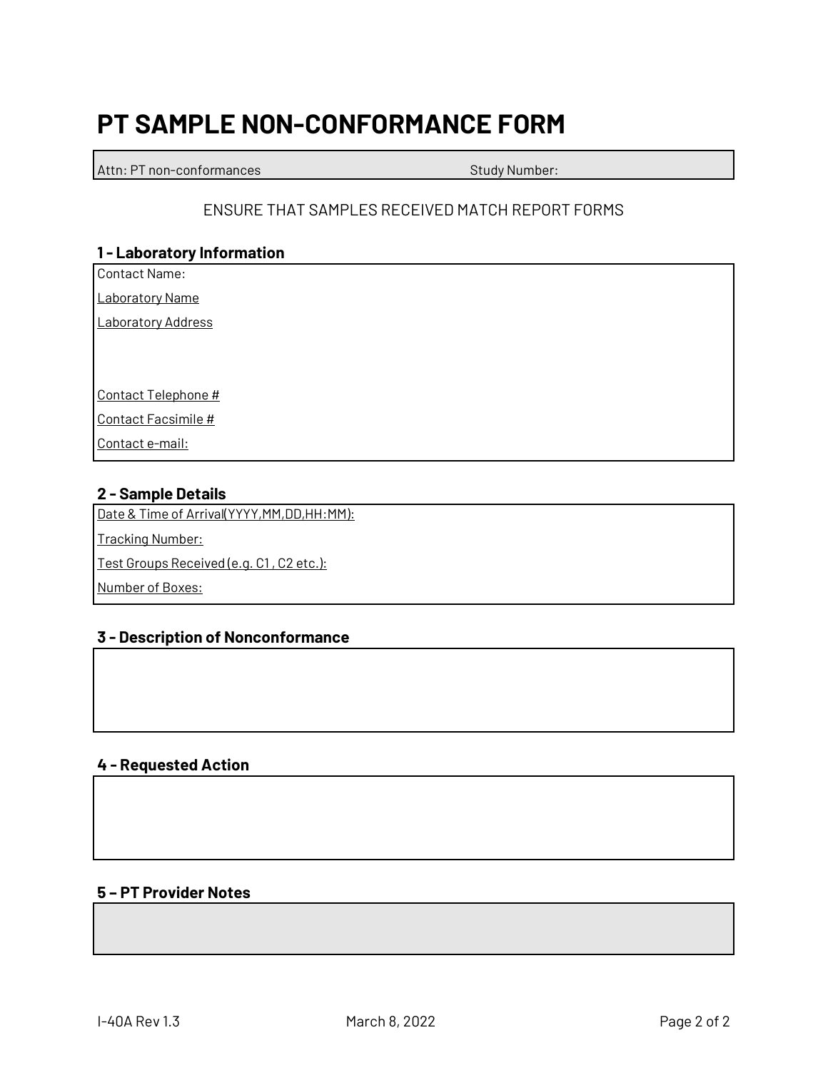# PT SAMPLE NON-CONFORMANCE FORM

Attn: PT non-conformances Study Number:

ENSURE THAT SAMPLES RECEIVED MATCH REPORT FORMS

### 1 - Laboratory Information

Contact Name:

Laboratory Name

Laboratory Address

Contact Telephone #

Contact Facsimile #

Contact e-mail:

### 2 - Sample Details

Date & Time of Arrival(YYYY,MM,DD,HH:MM):

Tracking Number:

Test Groups Received (e.g. C1 , C2 etc.):

Number of Boxes:

### 3 - Description of Nonconformance

### 4 - Requested Action

### 5 – PT Provider Notes

I-40A Rev 1.3 March 8, 2022